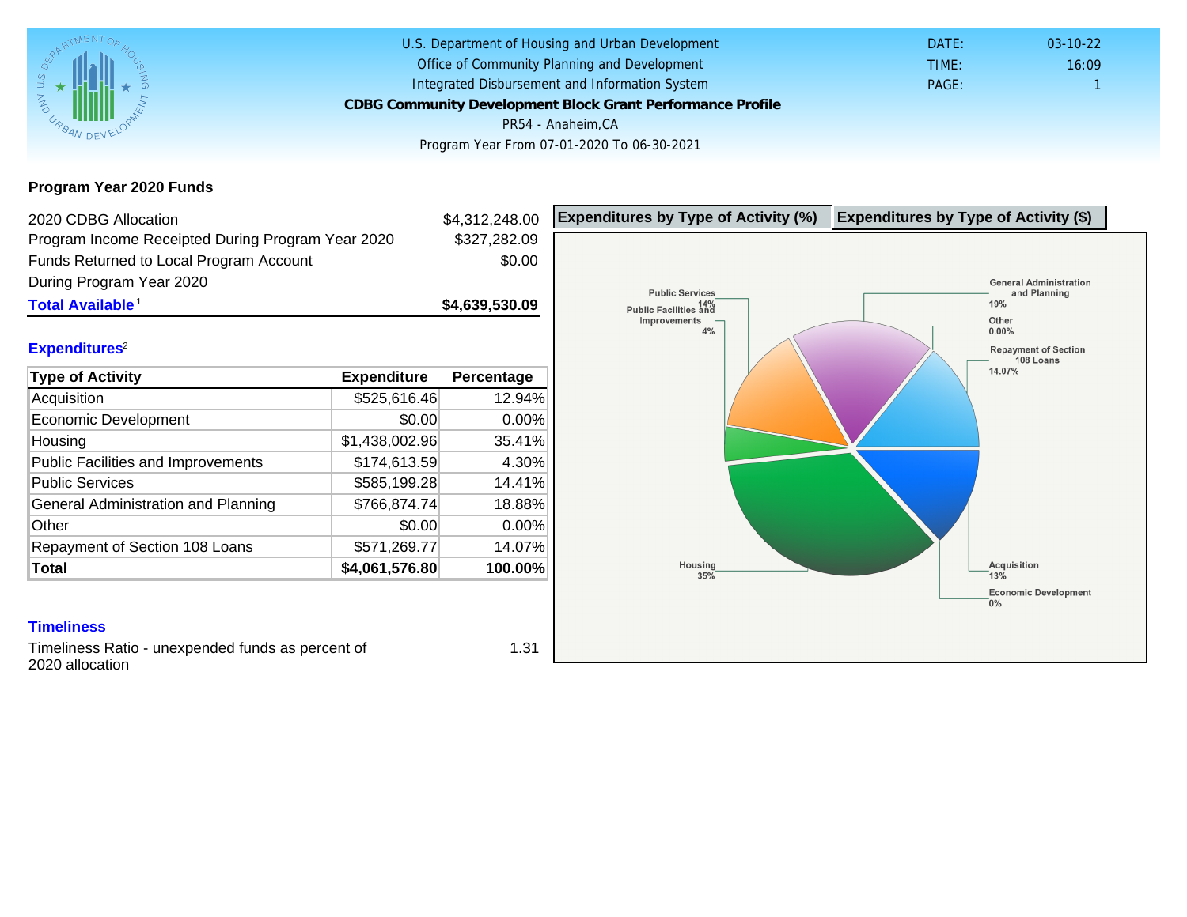U.S. Department of Housing and Urban Development
Office of Community Planning and Development
Integrated Disbursement and Information System

**CDBG Community Development Block Grant Performance Profile**

PR54 - Anaheim,CA

Program Year From 07-01-2020 To 06-30-2021

DATE: 03-10-22
TIME: 16:09
PAGE: 1

## Program Year 2020 Funds

| | |
|---|---|
| 2020 CDBG Allocation | $4,312,248.00 |
| Program Income Receipted During Program Year 2020 | $327,282.09 |
| Funds Returned to Local Program Account During Program Year 2020 | $0.00 |
| **Total Available**[1] | **$4,639,530.09** |

## Expenditures[2]

| Type of Activity | Expenditure | Percentage |
|---|---|---|
| Acquisition | $525,616.46 | 12.94% |
| Economic Development | $0.00 | 0.00% |
| Housing | $1,438,002.96 | 35.41% |
| Public Facilities and Improvements | $174,613.59 | 4.30% |
| Public Services | $585,199.28 | 14.41% |
| General Administration and Planning | $766,874.74 | 18.88% |
| Other | $0.00 | 0.00% |
| Repayment of Section 108 Loans | $571,269.77 | 14.07% |
| **Total** | **$4,061,576.80** | **100.00%** |

**Expenditures by Type of Activity (%)** | **Expenditures by Type of Activity ($)**

Public Services 14%
Public Facilities and Improvements 4%
General Administration and Planning 19%
Other 0.00%
Repayment of Section 108 Loans 14.07%
Housing 35%
Acquisition 13%
Economic Development 0%

## Timeliness

Timeliness Ratio - unexpended funds as percent of 2020 allocation: 1.31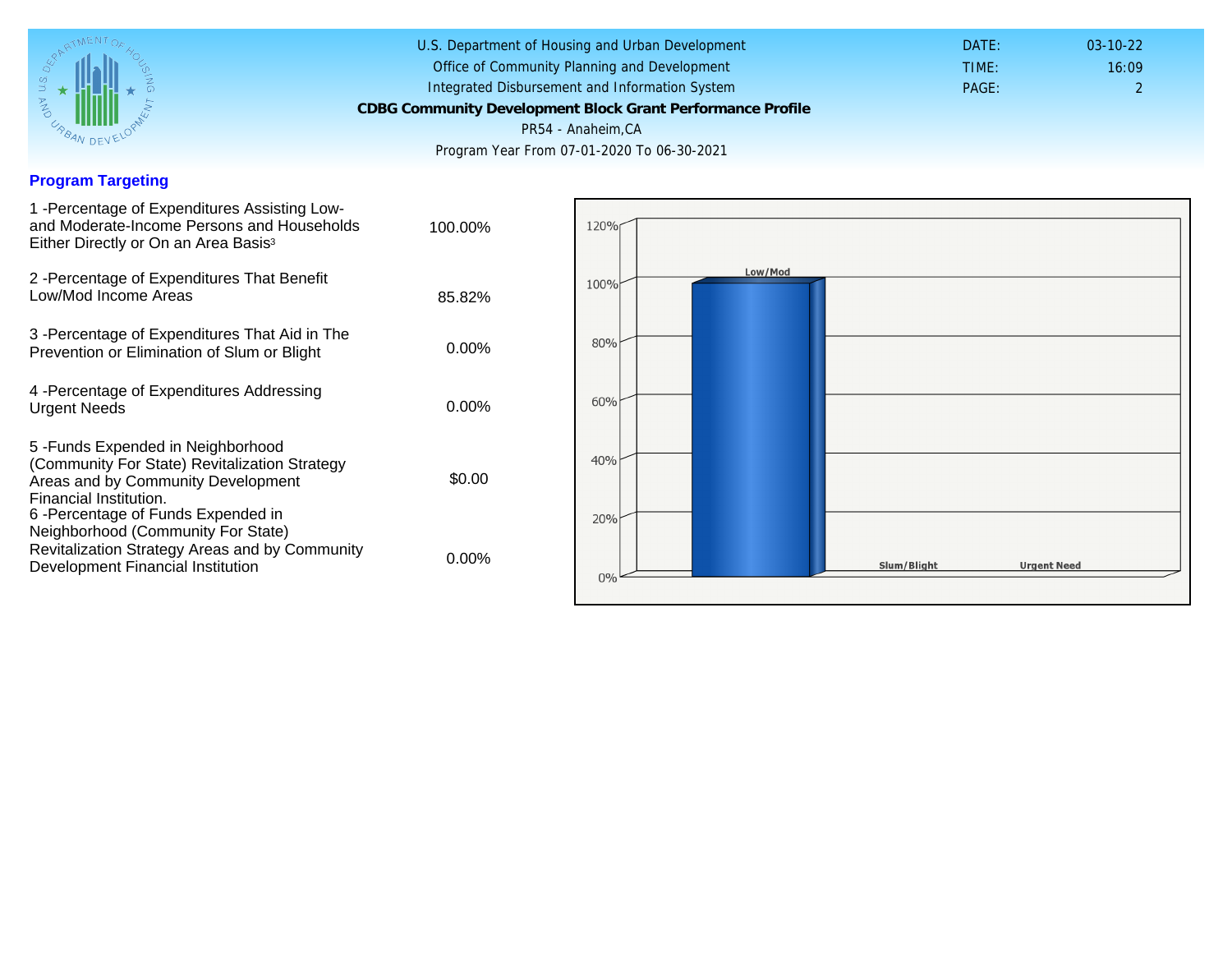U.S. Department of Housing and Urban Development
Office of Community Planning and Development
Integrated Disbursement and Information System

**CDBG Community Development Block Grant Performance Profile**

PR54 - Anaheim,CA

Program Year From 07-01-2020 To 06-30-2021

DATE: 03-10-22
TIME: 16:09

## Program Targeting

| | |
|---|---|
| 1 -Percentage of Expenditures Assisting Low- and Moderate-Income Persons and Households Either Directly or On an Area Basis[3] | 100.00% |
| 2 -Percentage of Expenditures That Benefit Low/Mod Income Areas | 85.82% |
| 3 -Percentage of Expenditures That Aid in The Prevention or Elimination of Slum or Blight | 0.00% |
| 4 -Percentage of Expenditures Addressing Urgent Needs | 0.00% |
| 5 -Funds Expended in Neighborhood (Community For State) Revitalization Strategy Areas and by Community Development Financial Institution. | $0.00 |
| 6 -Percentage of Funds Expended in Neighborhood (Community For State) Revitalization Strategy Areas and by Community Development Financial Institution | 0.00% |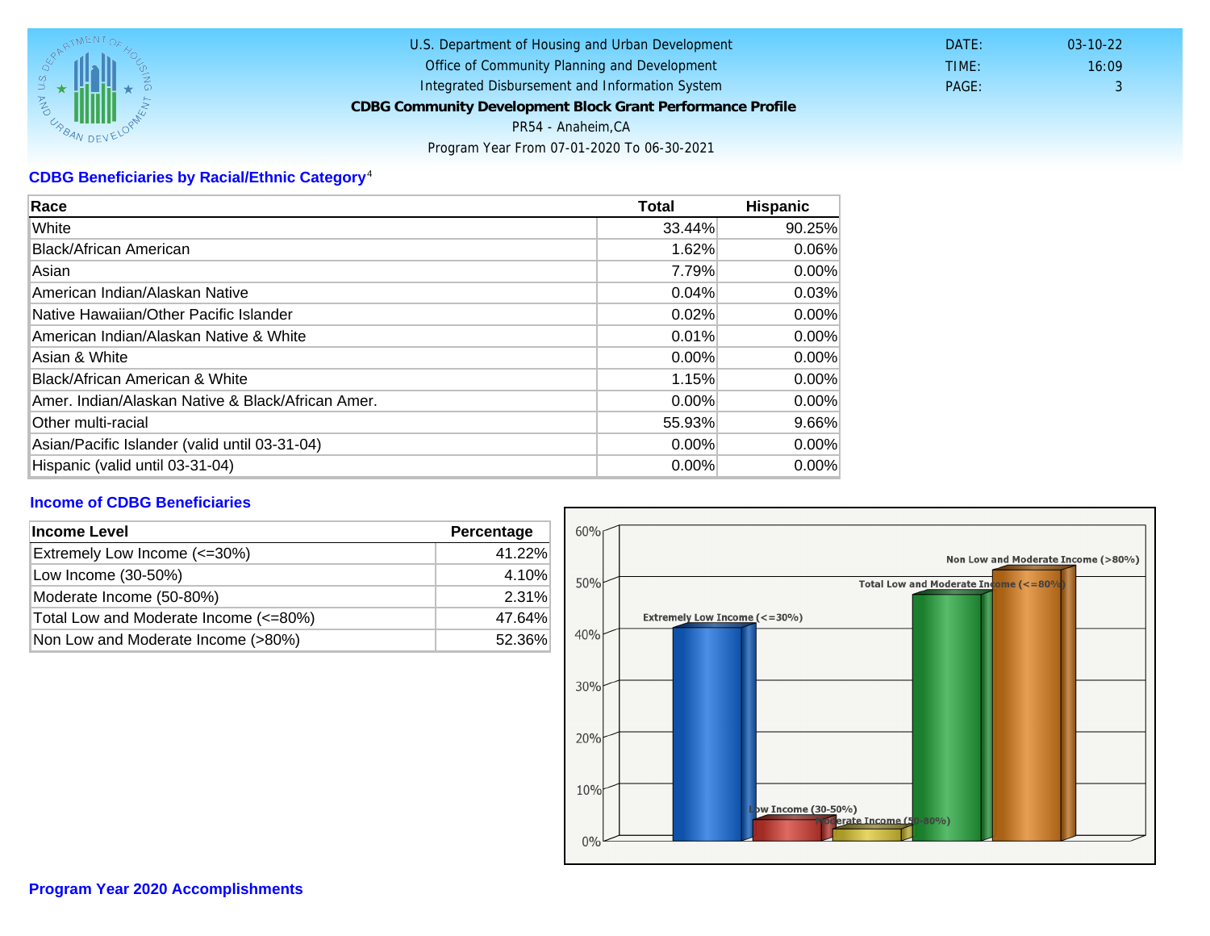U.S. Department of Housing and Urban Development
Office of Community Planning and Development
Integrated Disbursement and Information System
**CDBG Community Development Block Grant Performance Profile**
PR54 - Anaheim,CA
Program Year From 07-01-2020 To 06-30-2021

DATE: 03-10-22
TIME: 16:09
PAGE: 3

## CDBG Beneficiaries by Racial/Ethnic Category[4]

| Race | Total | Hispanic |
|---|---|---|
| White | 33.44% | 90.25% |
| Black/African American | 1.62% | 0.06% |
| Asian | 7.79% | 0.00% |
| American Indian/Alaskan Native | 0.04% | 0.03% |
| Native Hawaiian/Other Pacific Islander | 0.02% | 0.00% |
| American Indian/Alaskan Native & White | 0.01% | 0.00% |
| Asian & White | 0.00% | 0.00% |
| Black/African American & White | 1.15% | 0.00% |
| Amer. Indian/Alaskan Native & Black/African Amer. | 0.00% | 0.00% |
| Other multi-racial | 55.93% | 9.66% |
| Asian/Pacific Islander (valid until 03-31-04) | 0.00% | 0.00% |
| Hispanic (valid until 03-31-04) | 0.00% | 0.00% |

## Income of CDBG Beneficiaries

| Income Level | Percentage |
|---|---|
| Extremely Low Income (<=30%) | 41.22% |
| Low Income (30-50%) | 4.10% |
| Moderate Income (50-80%) | 2.31% |
| Total Low and Moderate Income (<=80%) | 47.64% |
| Non Low and Moderate Income (>80%) | 52.36% |

## Program Year 2020 Accomplishments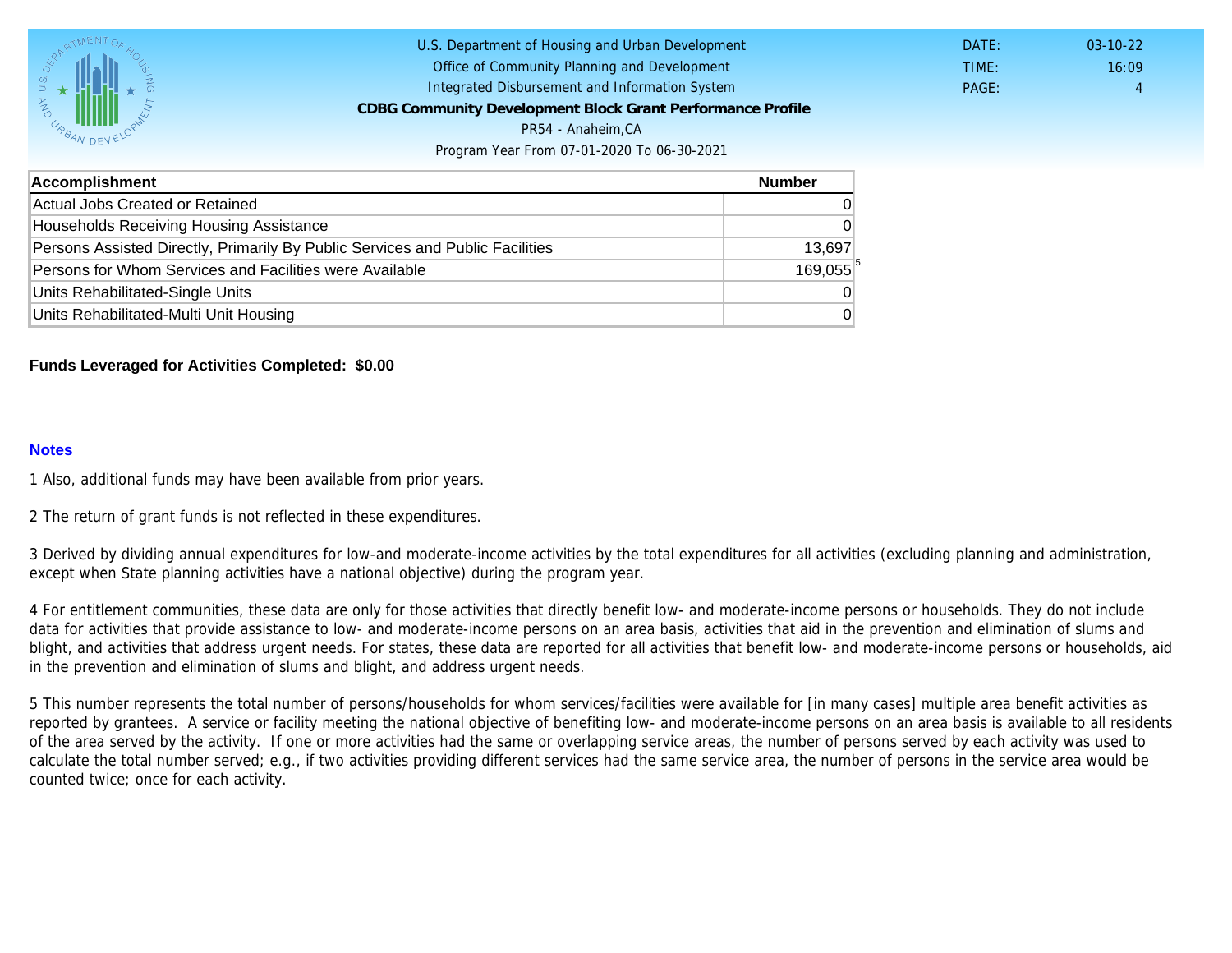| Accomplishment | Number |
|---|---|
| Actual Jobs Created or Retained | 0 |
| Households Receiving Housing Assistance | 0 |
| Persons Assisted Directly, Primarily By Public Services and Public Facilities | 13,697 |
| Persons for Whom Services and Facilities were Available | 169,055 [5] |
| Units Rehabilitated-Single Units | 0 |
| Units Rehabilitated-Multi Unit Housing | 0 |

**Funds Leveraged for Activities Completed: $0.00**

### Notes

1 Also, additional funds may have been available from prior years.

2 The return of grant funds is not reflected in these expenditures.

3 Derived by dividing annual expenditures for low-and moderate-income activities by the total expenditures for all activities (excluding planning and administration, except when State planning activities have a national objective) during the program year.

4 For entitlement communities, these data are only for those activities that directly benefit low- and moderate-income persons or households. They do not include data for activities that provide assistance to low- and moderate-income persons on an area basis, activities that aid in the prevention and elimination of slums and blight, and activities that address urgent needs. For states, these data are reported for all activities that benefit low- and moderate-income persons or households, aid in the prevention and elimination of slums and blight, and address urgent needs.

5 This number represents the total number of persons/households for whom services/facilities were available for [in many cases] multiple area benefit activities as reported by grantees. A service or facility meeting the national objective of benefiting low- and moderate-income persons on an area basis is available to all residents of the area served by the activity. If one or more activities had the same or overlapping service areas, the number of persons served by each activity was used to calculate the total number served; e.g., if two activities providing different services had the same service area, the number of persons in the service area would be counted twice; once for each activity.